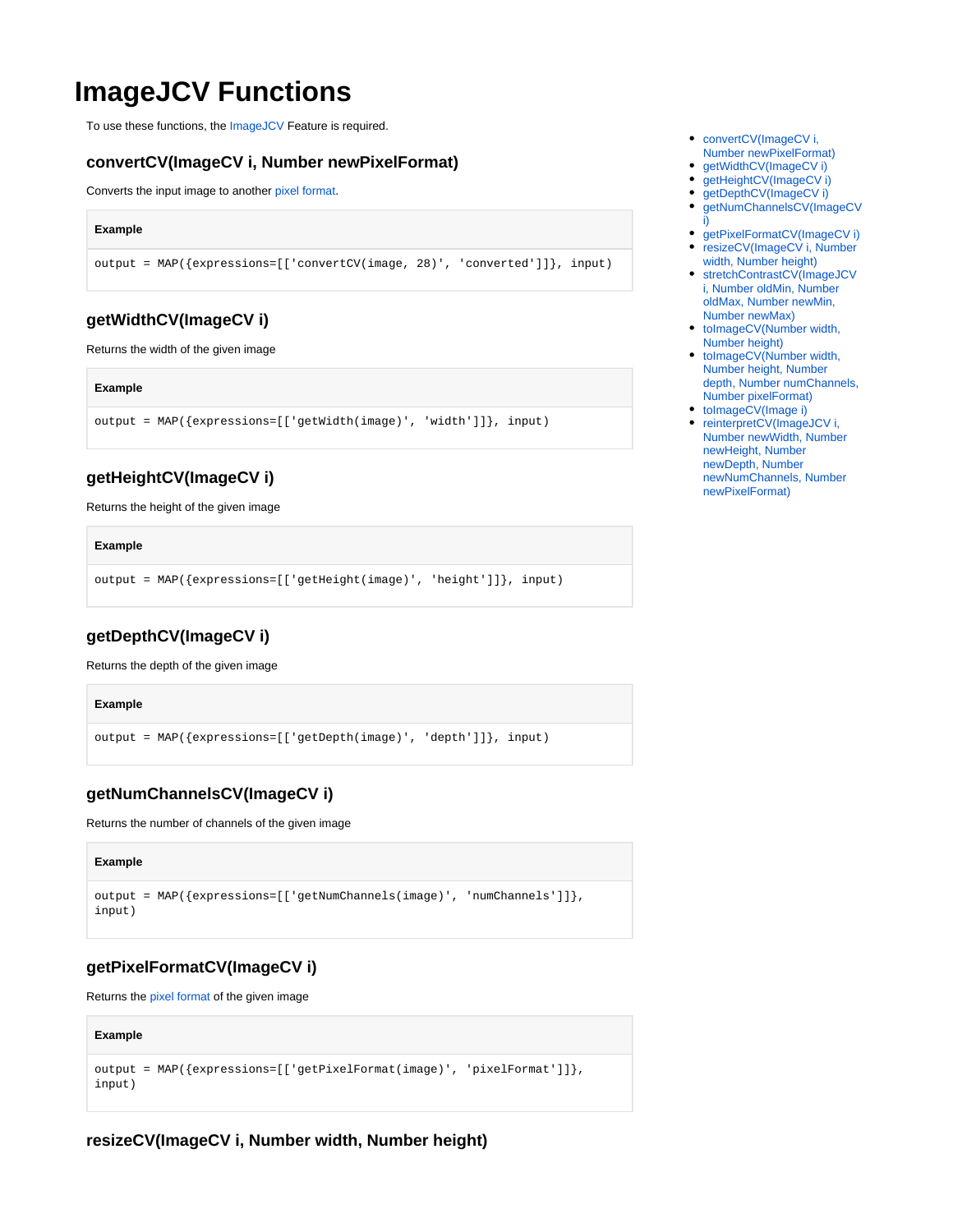# ImageJCV Functions

To use these functions, the ImageJCV Feature is required.

- convertCV(ImageCV i, Number newPixelFormat)
- getWidthCV(ImageCV i)
- getHeightCV(ImageCV i)
- getDepthCV(ImageCV i)
- getNumChannelsCV(ImageCV i)
- getPixelFormatCV(ImageCV i)
- resizeCV(ImageCV i, Number width, Number height)
- stretchContrastCV(ImageJCV i, Number oldMin, Number oldMax, Number newMin, Number newMax)
- toImageCV(Number width, Number height)
- toImageCV(Number width, Number height, Number depth, Number numChannels, Number pixelFormat)
- toImageCV(Image i)
- reinterpretCV(ImageJCV i, Number newWidth, Number newHeight, Number newDepth, Number newNumChannels, Number newPixelFormat)

### convertCV(ImageCV i, Number newPixelFormat)

Converts the input image to another pixel format.

**Example**

```
output = MAP({expressions=[['convertCV(image, 28)', 'converted']]}, input)
```

### getWidthCV(ImageCV i)

Returns the width of the given image

**Example**

```
output = MAP({expressions=[['getWidth(image)', 'width']]}, input)
```

### getHeightCV(ImageCV i)

Returns the height of the given image

**Example**

```
output = MAP({expressions=[['getHeight(image)', 'height']]}, input)
```

### getDepthCV(ImageCV i)

Returns the depth of the given image

**Example**

```
output = MAP({expressions=[['getDepth(image)', 'depth']]}, input)
```

### getNumChannelsCV(ImageCV i)

Returns the number of channels of the given image

**Example**

```
output = MAP({expressions=[['getNumChannels(image)', 'numChannels']]}, input)
```

### getPixelFormatCV(ImageCV i)

Returns the pixel format of the given image

**Example**

```
output = MAP({expressions=[['getPixelFormat(image)', 'pixelFormat']]}, input)
```

### resizeCV(ImageCV i, Number width, Number height)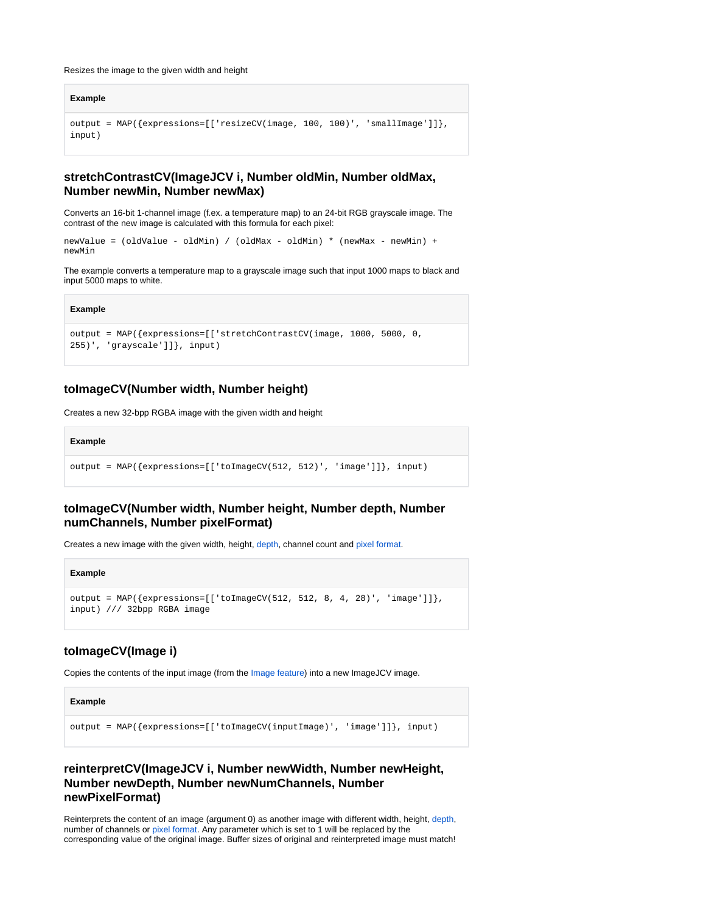Resizes the image to the given width and height

**Example**

```
output = MAP({expressions=[['resizeCV(image, 100, 100)', 'smallImage']]}, input)
```

### stretchContrastCV(ImageJCV i, Number oldMin, Number oldMax, Number newMin, Number newMax)

Converts an 16-bit 1-channel image (f.ex. a temperature map) to an 24-bit RGB grayscale image. The contrast of the new image is calculated with this formula for each pixel:

```
newValue = (oldValue - oldMin) / (oldMax - oldMin) * (newMax - newMin) + newMin
```

The example converts a temperature map to a grayscale image such that input 1000 maps to black and input 5000 maps to white.

**Example**

```
output = MAP({expressions=[['stretchContrastCV(image, 1000, 5000, 0, 255)', 'grayscale']]}, input)
```

### toImageCV(Number width, Number height)

Creates a new 32-bpp RGBA image with the given width and height

**Example**

```
output = MAP({expressions=[['toImageCV(512, 512)', 'image']]}, input)
```

### toImageCV(Number width, Number height, Number depth, Number numChannels, Number pixelFormat)

Creates a new image with the given width, height, depth, channel count and pixel format.

**Example**

```
output = MAP({expressions=[['toImageCV(512, 512, 8, 4, 28)', 'image']]}, input) /// 32bpp RGBA image
```

### toImageCV(Image i)

Copies the contents of the input image (from the Image feature) into a new ImageJCV image.

**Example**

```
output = MAP({expressions=[['toImageCV(inputImage)', 'image']]}, input)
```

### reinterpretCV(ImageJCV i, Number newWidth, Number newHeight, Number newDepth, Number newNumChannels, Number newPixelFormat)

Reinterprets the content of an image (argument 0) as another image with different width, height, depth, number of channels or pixel format. Any parameter which is set to 1 will be replaced by the corresponding value of the original image. Buffer sizes of original and reinterpreted image must match!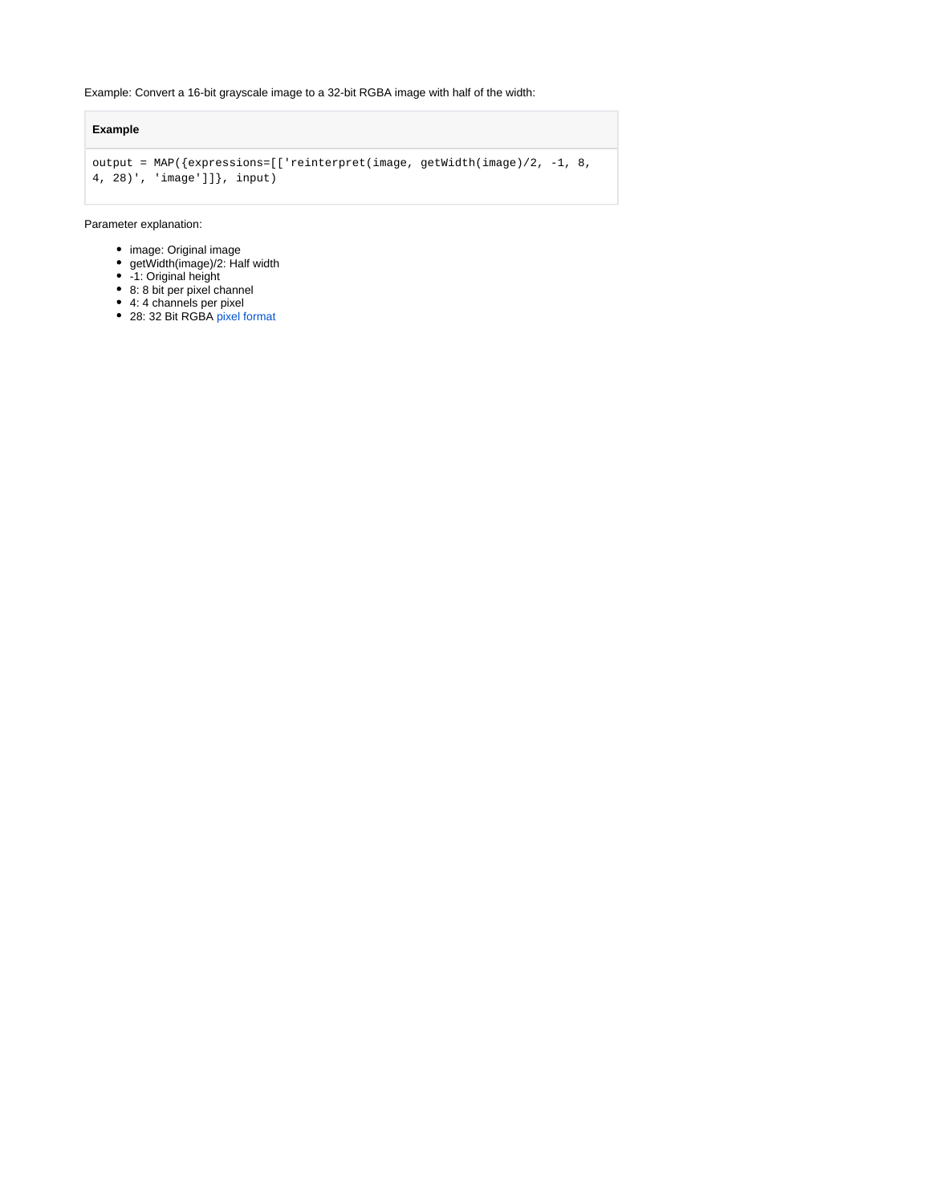Example: Convert a 16-bit grayscale image to a 32-bit RGBA image with half of the width:

**Example**

```
output = MAP({expressions=[['reinterpret(image, getWidth(image)/2, -1, 8,
4, 28)', 'image']]}, input)
```

Parameter explanation:

- image: Original image
- getWidth(image)/2: Half width
- -1: Original height
- 8: 8 bit per pixel channel
- 4: 4 channels per pixel
- 28: 32 Bit RGBA pixel format